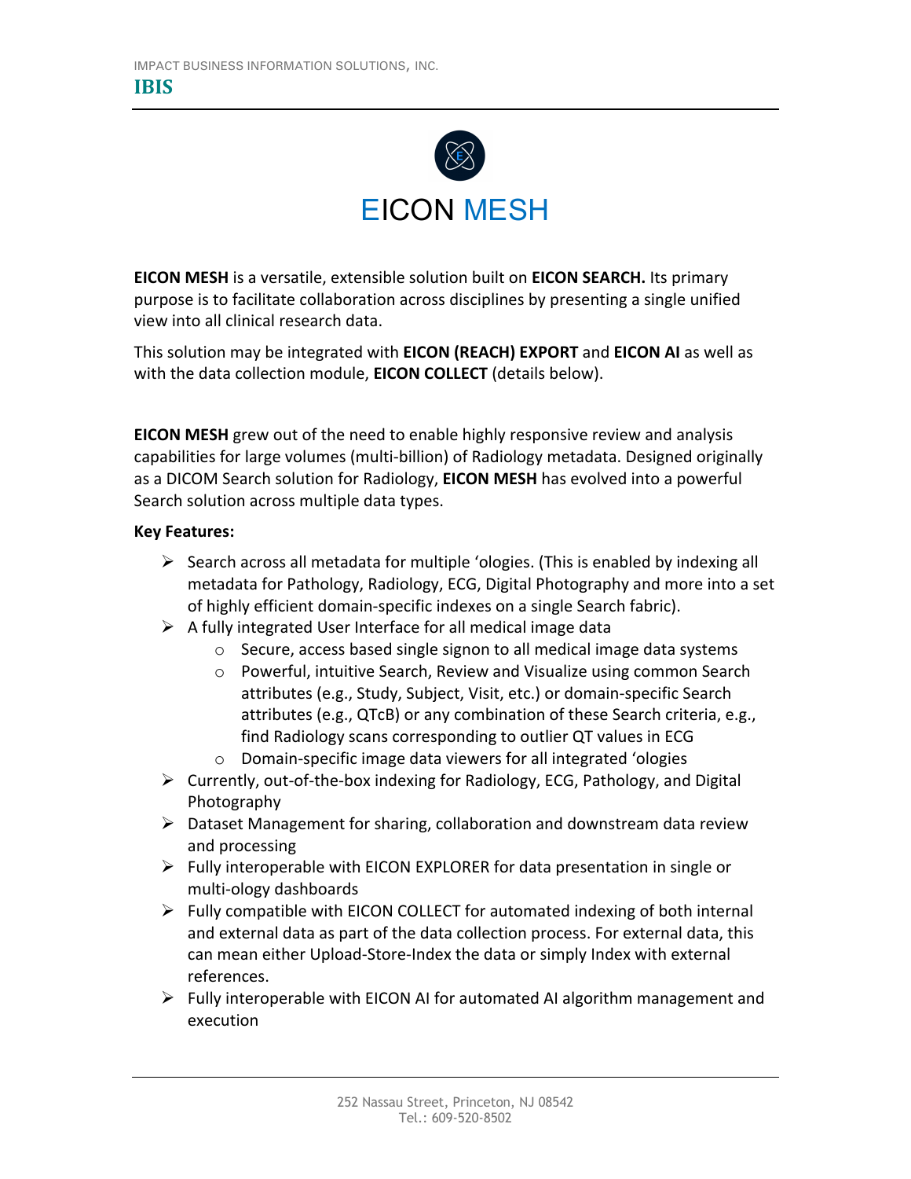IMPACT BUSINESS INFORMATION SOLUTIONS, INC.

**IBIS**

# EICON MESH

**EICON MESH** is a versatile, extensible solution built on **EICON SEARCH.** Its primary purpose is to facilitate collaboration across disciplines by presenting a single unified view into all clinical research data.

This solution may be integrated with **EICON (REACH) EXPORT** and **EICON AI** as well as with the data collection module, **EICON COLLECT** (details below).

**EICON MESH** grew out of the need to enable highly responsive review and analysis capabilities for large volumes (multi-billion) of Radiology metadata. Designed originally as a DICOM Search solution for Radiology, **EICON MESH** has evolved into a powerful Search solution across multiple data types.

**Key Features:**

- Search across all metadata for multiple 'ologies. (This is enabled by indexing all metadata for Pathology, Radiology, ECG, Digital Photography and more into a set of highly efficient domain-specific indexes on a single Search fabric).
- A fully integrated User Interface for all medical image data
  - Secure, access based single signon to all medical image data systems
  - Powerful, intuitive Search, Review and Visualize using common Search attributes (e.g., Study, Subject, Visit, etc.) or domain-specific Search attributes (e.g., QTcB) or any combination of these Search criteria, e.g., find Radiology scans corresponding to outlier QT values in ECG
  - Domain-specific image data viewers for all integrated 'ologies
- Currently, out-of-the-box indexing for Radiology, ECG, Pathology, and Digital Photography
- Dataset Management for sharing, collaboration and downstream data review and processing
- Fully interoperable with EICON EXPLORER for data presentation in single or multi-ology dashboards
- Fully compatible with EICON COLLECT for automated indexing of both internal and external data as part of the data collection process. For external data, this can mean either Upload-Store-Index the data or simply Index with external references.
- Fully interoperable with EICON AI for automated AI algorithm management and execution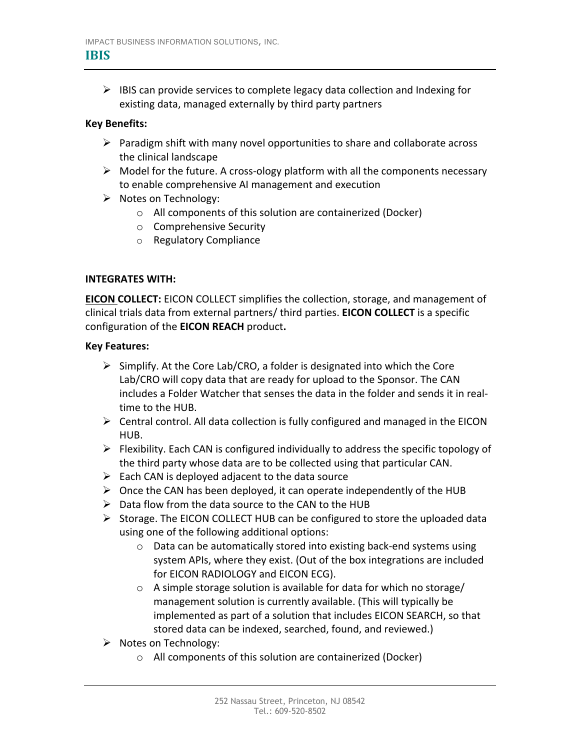- IBIS can provide services to complete legacy data collection and Indexing for existing data, managed externally by third party partners

**Key Benefits:**

- Paradigm shift with many novel opportunities to share and collaborate across the clinical landscape
- Model for the future. A cross-ology platform with all the components necessary to enable comprehensive AI management and execution
- Notes on Technology:
  - All components of this solution are containerized (Docker)
  - Comprehensive Security
  - Regulatory Compliance

**INTEGRATES WITH:**

**EICON COLLECT:** EICON COLLECT simplifies the collection, storage, and management of clinical trials data from external partners/ third parties. **EICON COLLECT** is a specific configuration of the **EICON REACH** product**.**

**Key Features:**

- Simplify. At the Core Lab/CRO, a folder is designated into which the Core Lab/CRO will copy data that are ready for upload to the Sponsor. The CAN includes a Folder Watcher that senses the data in the folder and sends it in real-time to the HUB.
- Central control. All data collection is fully configured and managed in the EICON HUB.
- Flexibility. Each CAN is configured individually to address the specific topology of the third party whose data are to be collected using that particular CAN.
- Each CAN is deployed adjacent to the data source
- Once the CAN has been deployed, it can operate independently of the HUB
- Data flow from the data source to the CAN to the HUB
- Storage. The EICON COLLECT HUB can be configured to store the uploaded data using one of the following additional options:
  - Data can be automatically stored into existing back-end systems using system APIs, where they exist. (Out of the box integrations are included for EICON RADIOLOGY and EICON ECG).
  - A simple storage solution is available for data for which no storage/ management solution is currently available. (This will typically be implemented as part of a solution that includes EICON SEARCH, so that stored data can be indexed, searched, found, and reviewed.)
- Notes on Technology:
  - All components of this solution are containerized (Docker)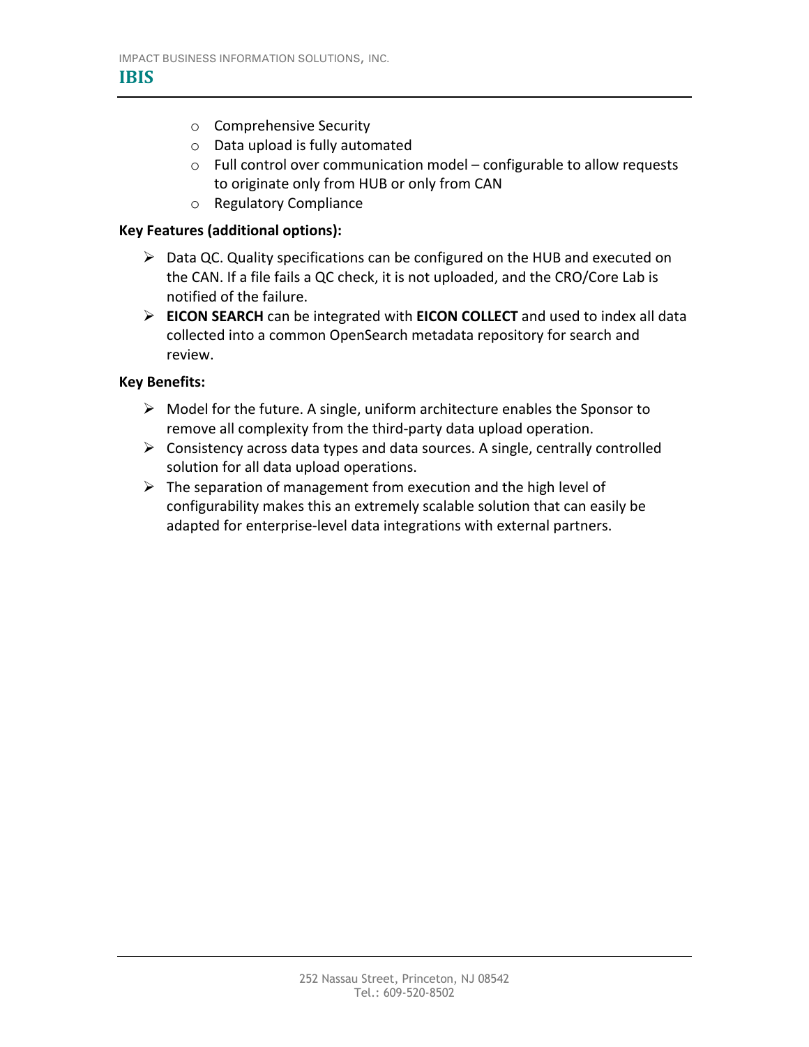- Comprehensive Security
- Data upload is fully automated
- Full control over communication model – configurable to allow requests to originate only from HUB or only from CAN
- Regulatory Compliance

**Key Features (additional options):**

- Data QC. Quality specifications can be configured on the HUB and executed on the CAN. If a file fails a QC check, it is not uploaded, and the CRO/Core Lab is notified of the failure.
- **EICON SEARCH** can be integrated with **EICON COLLECT** and used to index all data collected into a common OpenSearch metadata repository for search and review.

**Key Benefits:**

- Model for the future. A single, uniform architecture enables the Sponsor to remove all complexity from the third-party data upload operation.
- Consistency across data types and data sources. A single, centrally controlled solution for all data upload operations.
- The separation of management from execution and the high level of configurability makes this an extremely scalable solution that can easily be adapted for enterprise-level data integrations with external partners.